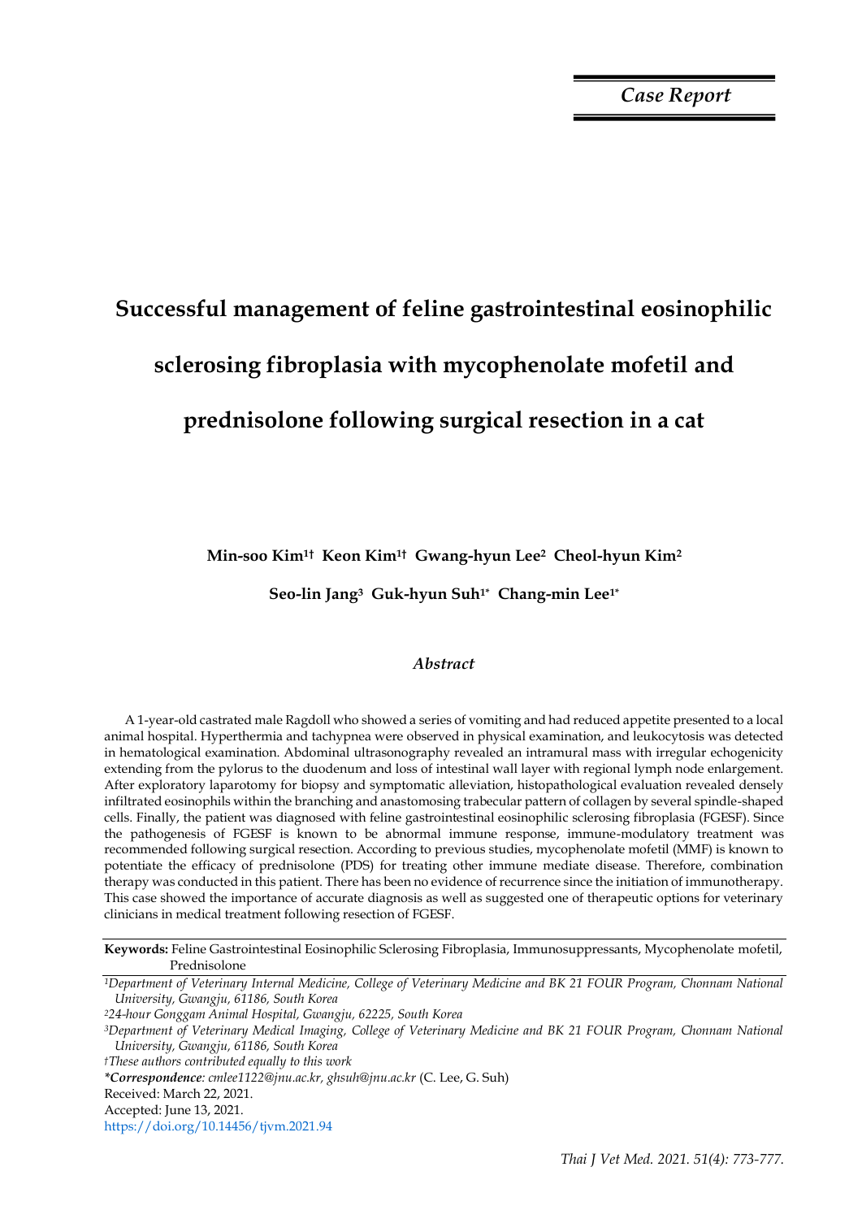*Case Report*

# Successful management of feline gastrointestinal eosinophilic sclerosing fibroplasia with mycophenolate mofetil and prednisolone following surgical resection in a cat

**Min-soo Kim[1†] Keon Kim[1†] Gwang-hyun Lee[2] Cheol-hyun Kim[2]**

**Seo-lin Jang[3] Guk-hyun Suh[1*] Chang-min Lee[1*]**

## *Abstract*

A 1-year-old castrated male Ragdoll who showed a series of vomiting and had reduced appetite presented to a local animal hospital. Hyperthermia and tachypnea were observed in physical examination, and leukocytosis was detected in hematological examination. Abdominal ultrasonography revealed an intramural mass with irregular echogenicity extending from the pylorus to the duodenum and loss of intestinal wall layer with regional lymph node enlargement. After exploratory laparotomy for biopsy and symptomatic alleviation, histopathological evaluation revealed densely infiltrated eosinophils within the branching and anastomosing trabecular pattern of collagen by several spindle-shaped cells. Finally, the patient was diagnosed with feline gastrointestinal eosinophilic sclerosing fibroplasia (FGESF). Since the pathogenesis of FGESF is known to be abnormal immune response, immune-modulatory treatment was recommended following surgical resection. According to previous studies, mycophenolate mofetil (MMF) is known to potentiate the efficacy of prednisolone (PDS) for treating other immune mediate disease. Therefore, combination therapy was conducted in this patient. There has been no evidence of recurrence since the initiation of immunotherapy. This case showed the importance of accurate diagnosis as well as suggested one of therapeutic options for veterinary clinicians in medical treatment following resection of FGESF.

**Keywords:** Feline Gastrointestinal Eosinophilic Sclerosing Fibroplasia, Immunosuppressants, Mycophenolate mofetil, Prednisolone

[1]*Department of Veterinary Internal Medicine, College of Veterinary Medicine and BK 21 FOUR Program, Chonnam National University, Gwangju, 61186, South Korea*

[2]*24-hour Gonggam Animal Hospital, Gwangju, 62225, South Korea*

[3]*Department of Veterinary Medical Imaging, College of Veterinary Medicine and BK 21 FOUR Program, Chonnam National University, Gwangju, 61186, South Korea*

†*These authors contributed equally to this work*

****Correspondence**: cmlee1122@jnu.ac.kr, ghsuh@jnu.ac.kr* (C. Lee, G. Suh)

Received: March 22, 2021.

Accepted: June 13, 2021.

https://doi.org/10.14456/tjvm.2021.94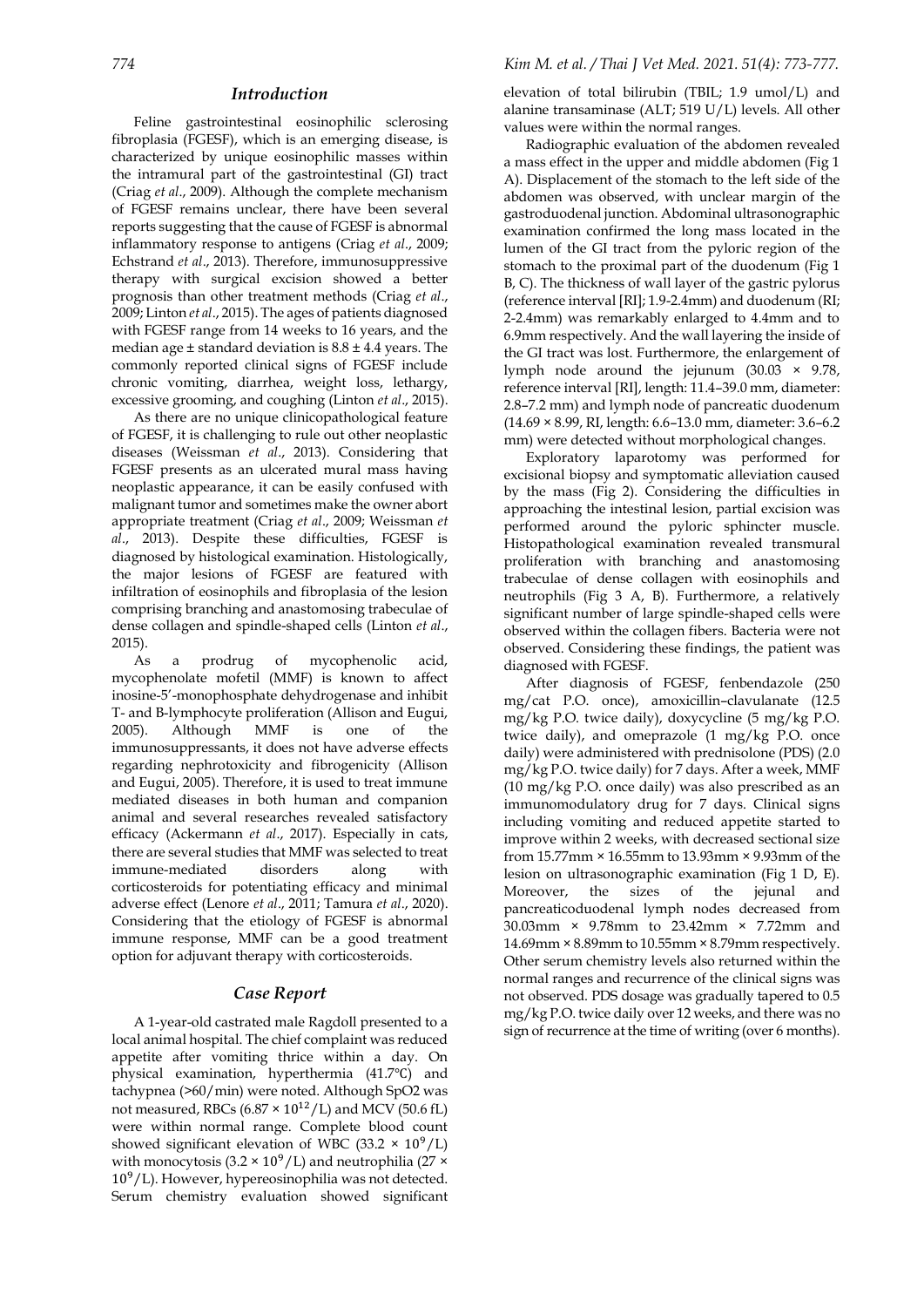## Introduction

Feline gastrointestinal eosinophilic sclerosing fibroplasia (FGESF), which is an emerging disease, is characterized by unique eosinophilic masses within the intramural part of the gastrointestinal (GI) tract (Criag *et al*., 2009). Although the complete mechanism of FGESF remains unclear, there have been several reports suggesting that the cause of FGESF is abnormal inflammatory response to antigens (Criag *et al*., 2009; Echstrand *et al*., 2013). Therefore, immunosuppressive therapy with surgical excision showed a better prognosis than other treatment methods (Criag *et al*., 2009; Linton *et al*., 2015). The ages of patients diagnosed with FGESF range from 14 weeks to 16 years, and the median age ± standard deviation is 8.8 ± 4.4 years. The commonly reported clinical signs of FGESF include chronic vomiting, diarrhea, weight loss, lethargy, excessive grooming, and coughing (Linton *et al*., 2015).

As there are no unique clinicopathological feature of FGESF, it is challenging to rule out other neoplastic diseases (Weissman *et al*., 2013). Considering that FGESF presents as an ulcerated mural mass having neoplastic appearance, it can be easily confused with malignant tumor and sometimes make the owner abort appropriate treatment (Criag *et al*., 2009; Weissman *et al*., 2013). Despite these difficulties, FGESF is diagnosed by histological examination. Histologically, the major lesions of FGESF are featured with infiltration of eosinophils and fibroplasia of the lesion comprising branching and anastomosing trabeculae of dense collagen and spindle-shaped cells (Linton *et al*., 2015).

As a prodrug of mycophenolic acid, mycophenolate mofetil (MMF) is known to affect inosine-5'-monophosphate dehydrogenase and inhibit T- and B-lymphocyte proliferation (Allison and Eugui, 2005). Although MMF is one of the immunosuppressants, it does not have adverse effects regarding nephrotoxicity and fibrogenicity (Allison and Eugui, 2005). Therefore, it is used to treat immune mediated diseases in both human and companion animal and several researches revealed satisfactory efficacy (Ackermann *et al*., 2017). Especially in cats, there are several studies that MMF was selected to treat immune-mediated disorders along with corticosteroids for potentiating efficacy and minimal adverse effect (Lenore *et al*., 2011; Tamura *et al*., 2020). Considering that the etiology of FGESF is abnormal immune response, MMF can be a good treatment option for adjuvant therapy with corticosteroids.

## Case Report

A 1-year-old castrated male Ragdoll presented to a local animal hospital. The chief complaint was reduced appetite after vomiting thrice within a day. On physical examination, hyperthermia (41.7℃) and tachypnea (>60/min) were noted. Although SpO2 was not measured, RBCs ($6.87 \times 10^{12}$/L) and MCV (50.6 fL) were within normal range. Complete blood count showed significant elevation of WBC ($33.2 \times 10^{9}$/L) with monocytosis ($3.2 \times 10^{9}$/L) and neutrophilia ($27 \times 10^{9}$/L). However, hypereosinophilia was not detected. Serum chemistry evaluation showed significant elevation of total bilirubin (TBIL; 1.9 umol/L) and alanine transaminase (ALT; 519 U/L) levels. All other values were within the normal ranges.

Radiographic evaluation of the abdomen revealed a mass effect in the upper and middle abdomen (Fig 1 A). Displacement of the stomach to the left side of the abdomen was observed, with unclear margin of the gastroduodenal junction. Abdominal ultrasonographic examination confirmed the long mass located in the lumen of the GI tract from the pyloric region of the stomach to the proximal part of the duodenum (Fig 1 B, C). The thickness of wall layer of the gastric pylorus (reference interval [RI]; 1.9-2.4mm) and duodenum (RI; 2-2.4mm) was remarkably enlarged to 4.4mm and to 6.9mm respectively. And the wall layering the inside of the GI tract was lost. Furthermore, the enlargement of lymph node around the jejunum (30.03 × 9.78, reference interval [RI], length: 11.4–39.0 mm, diameter: 2.8–7.2 mm) and lymph node of pancreatic duodenum (14.69 × 8.99, RI, length: 6.6–13.0 mm, diameter: 3.6–6.2 mm) were detected without morphological changes.

Exploratory laparotomy was performed for excisional biopsy and symptomatic alleviation caused by the mass (Fig 2). Considering the difficulties in approaching the intestinal lesion, partial excision was performed around the pyloric sphincter muscle. Histopathological examination revealed transmural proliferation with branching and anastomosing trabeculae of dense collagen with eosinophils and neutrophils (Fig 3 A, B). Furthermore, a relatively significant number of large spindle-shaped cells were observed within the collagen fibers. Bacteria were not observed. Considering these findings, the patient was diagnosed with FGESF.

After diagnosis of FGESF, fenbendazole (250 mg/cat P.O. once), amoxicillin–clavulanate (12.5 mg/kg P.O. twice daily), doxycycline (5 mg/kg P.O. twice daily), and omeprazole (1 mg/kg P.O. once daily) were administered with prednisolone (PDS) (2.0 mg/kg P.O. twice daily) for 7 days. After a week, MMF (10 mg/kg P.O. once daily) was also prescribed as an immunomodulatory drug for 7 days. Clinical signs including vomiting and reduced appetite started to improve within 2 weeks, with decreased sectional size from 15.77mm × 16.55mm to 13.93mm × 9.93mm of the lesion on ultrasonographic examination (Fig 1 D, E). Moreover, the sizes of the jejunal and pancreaticoduodenal lymph nodes decreased from 30.03mm × 9.78mm to 23.42mm × 7.72mm and 14.69mm × 8.89mm to 10.55mm × 8.79mm respectively. Other serum chemistry levels also returned within the normal ranges and recurrence of the clinical signs was not observed. PDS dosage was gradually tapered to 0.5 mg/kg P.O. twice daily over 12 weeks, and there was no sign of recurrence at the time of writing (over 6 months).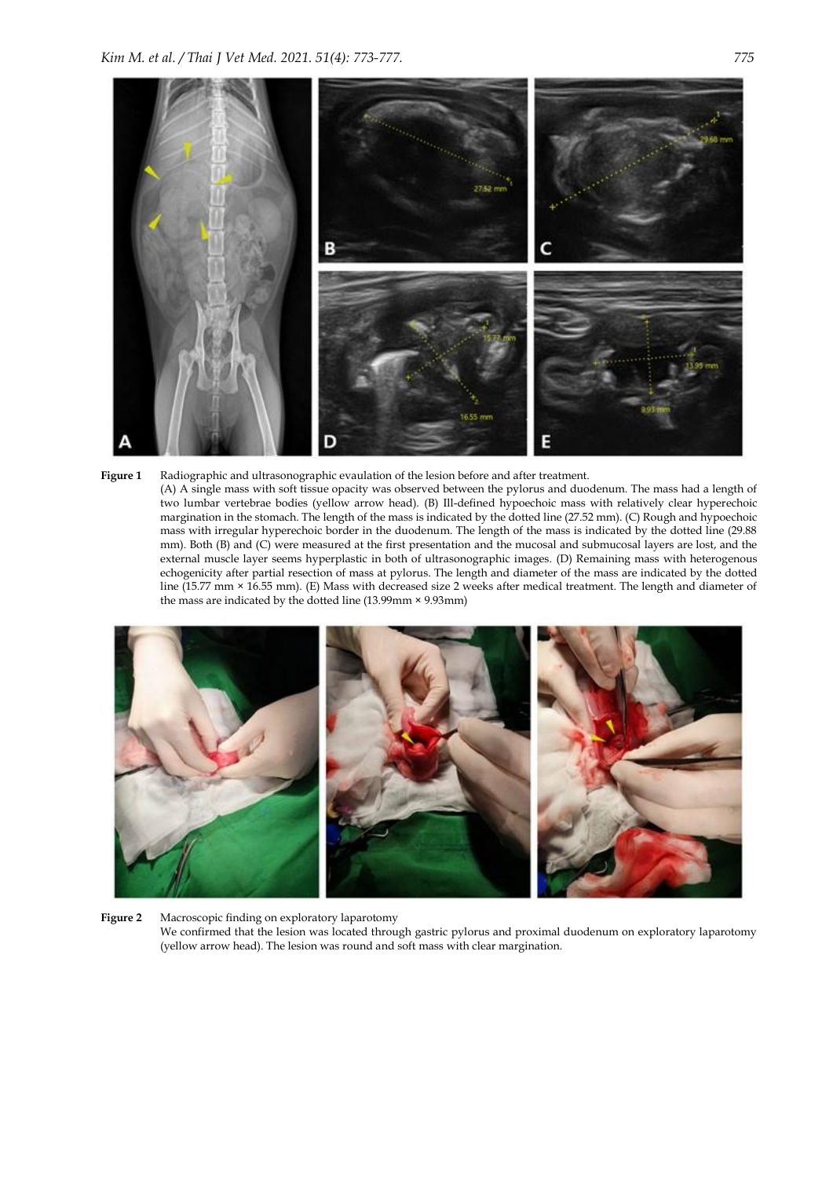**Figure 1** Radiographic and ultrasonographic evaulation of the lesion before and after treatment.
(A) A single mass with soft tissue opacity was observed between the pylorus and duodenum. The mass had a length of two lumbar vertebrae bodies (yellow arrow head). (B) Ill-defined hypoechoic mass with relatively clear hyperechoic margination in the stomach. The length of the mass is indicated by the dotted line (27.52 mm). (C) Rough and hypoechoic mass with irregular hyperechoic border in the duodenum. The length of the mass is indicated by the dotted line (29.88 mm). Both (B) and (C) were measured at the first presentation and the mucosal and submucosal layers are lost, and the external muscle layer seems hyperplastic in both of ultrasonographic images. (D) Remaining mass with heterogenous echogenicity after partial resection of mass at pylorus. The length and diameter of the mass are indicated by the dotted line (15.77 mm × 16.55 mm). (E) Mass with decreased size 2 weeks after medical treatment. The length and diameter of the mass are indicated by the dotted line (13.99mm × 9.93mm)

**Figure 2** Macroscopic finding on exploratory laparotomy
We confirmed that the lesion was located through gastric pylorus and proximal duodenum on exploratory laparotomy (yellow arrow head). The lesion was round and soft mass with clear margination.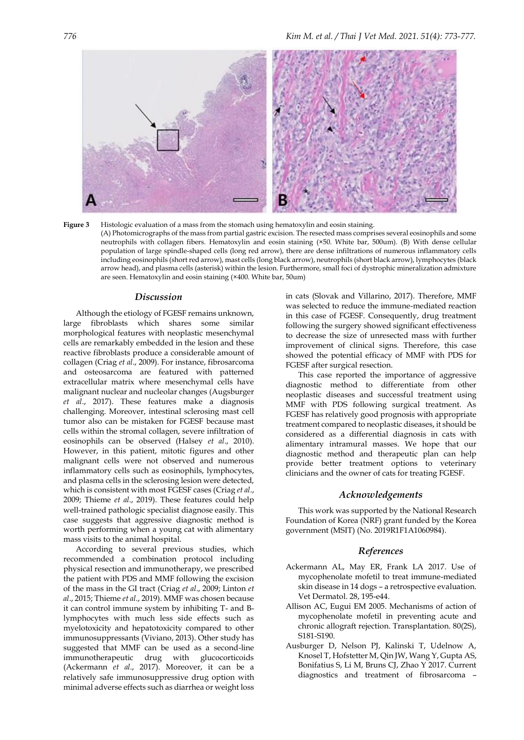**Figure 3** Histologic evaluation of a mass from the stomach using hematoxylin and eosin staining.
(A) Photomicrographs of the mass from partial gastric excision. The resected mass comprises several eosinophils and some neutrophils with collagen fibers. Hematoxylin and eosin staining (×50. White bar, 500um). (B) With dense cellular population of large spindle-shaped cells (long red arrow), there are dense infiltrations of numerous inflammatory cells including eosinophils (short red arrow), mast cells (long black arrow), neutrophils (short black arrow), lymphocytes (black arrow head), and plasma cells (asterisk) within the lesion. Furthermore, small foci of dystrophic mineralization admixture are seen. Hematoxylin and eosin staining (×400. White bar, 50um)

## Discussion

Although the etiology of FGESF remains unknown, large fibroblasts which shares some similar morphological features with neoplastic mesenchymal cells are remarkably embedded in the lesion and these reactive fibroblasts produce a considerable amount of collagen (Criag *et al*., 2009). For instance, fibrosarcoma and osteosarcoma are featured with patterned extracellular matrix where mesenchymal cells have malignant nuclear and nucleolar changes (Augsburger *et al*., 2017). These features make a diagnosis challenging. Moreover, intestinal sclerosing mast cell tumor also can be mistaken for FGESF because mast cells within the stromal collagen, severe infiltration of eosinophils can be observed (Halsey *et al*., 2010). However, in this patient, mitotic figures and other malignant cells were not observed and numerous inflammatory cells such as eosinophils, lymphocytes, and plasma cells in the sclerosing lesion were detected, which is consistent with most FGESF cases (Criag *et al*., 2009; Thieme *et al*., 2019). These features could help well-trained pathologic specialist diagnose easily. This case suggests that aggressive diagnostic method is worth performing when a young cat with alimentary mass visits to the animal hospital.

According to several previous studies, which recommended a combination protocol including physical resection and immunotherapy, we prescribed the patient with PDS and MMF following the excision of the mass in the GI tract (Criag *et al*., 2009; Linton *et al*., 2015; Thieme *et al*., 2019). MMF was chosen because it can control immune system by inhibiting T- and B-lymphocytes with much less side effects such as myelotoxicity and hepatotoxicity compared to other immunosuppressants (Viviano, 2013). Other study has suggested that MMF can be used as a second-line immunotherapeutic drug with glucocorticoids (Ackermann *et al*., 2017). Moreover, it can be a relatively safe immunosuppressive drug option with minimal adverse effects such as diarrhea or weight loss in cats (Slovak and Villarino, 2017). Therefore, MMF was selected to reduce the immune-mediated reaction in this case of FGESF. Consequently, drug treatment following the surgery showed significant effectiveness to decrease the size of unresected mass with further improvement of clinical signs. Therefore, this case showed the potential efficacy of MMF with PDS for FGESF after surgical resection.

This case reported the importance of aggressive diagnostic method to differentiate from other neoplastic diseases and successful treatment using MMF with PDS following surgical treatment. As FGESF has relatively good prognosis with appropriate treatment compared to neoplastic diseases, it should be considered as a differential diagnosis in cats with alimentary intramural masses. We hope that our diagnostic method and therapeutic plan can help provide better treatment options to veterinary clinicians and the owner of cats for treating FGESF.

## Acknowledgements

This work was supported by the National Research Foundation of Korea (NRF) grant funded by the Korea government (MSIT) (No. 2019R1F1A1060984).

## References

Ackermann AL, May ER, Frank LA 2017. Use of mycophenolate mofetil to treat immune-mediated skin disease in 14 dogs – a retrospective evaluation. Vet Dermatol. 28, 195-e44.

Allison AC, Eugui EM 2005. Mechanisms of action of mycophenolate mofetil in preventing acute and chronic allograft rejection. Transplantation. 80(2S), S181-S190.

Ausburger D, Nelson PJ, Kalinski T, Udelnow A, Knosel T, Hofstetter M, Qin JW, Wang Y, Gupta AS, Bonifatius S, Li M, Bruns CJ, Zhao Y 2017. Current diagnostics and treatment of fibrosarcoma –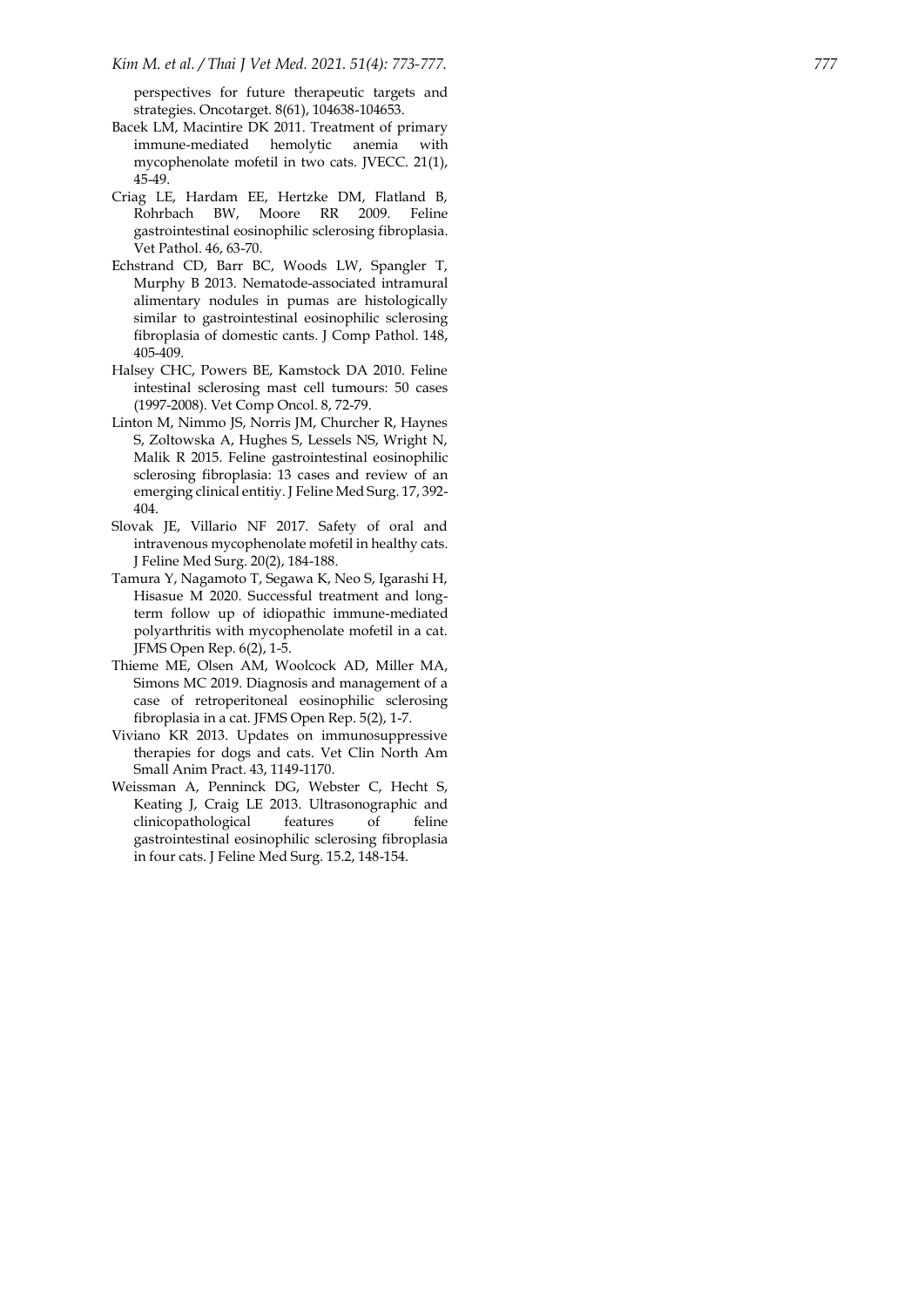perspectives for future therapeutic targets and strategies. Oncotarget. 8(61), 104638-104653.

Bacek LM, Macintire DK 2011. Treatment of primary immune-mediated hemolytic anemia with mycophenolate mofetil in two cats. JVECC. 21(1), 45-49.

Criag LE, Hardam EE, Hertzke DM, Flatland B, Rohrbach BW, Moore RR 2009. Feline gastrointestinal eosinophilic sclerosing fibroplasia. Vet Pathol. 46, 63-70.

Echstrand CD, Barr BC, Woods LW, Spangler T, Murphy B 2013. Nematode-associated intramural alimentary nodules in pumas are histologically similar to gastrointestinal eosinophilic sclerosing fibroplasia of domestic cants. J Comp Pathol. 148, 405-409.

Halsey CHC, Powers BE, Kamstock DA 2010. Feline intestinal sclerosing mast cell tumours: 50 cases (1997-2008). Vet Comp Oncol. 8, 72-79.

Linton M, Nimmo JS, Norris JM, Churcher R, Haynes S, Zoltowska A, Hughes S, Lessels NS, Wright N, Malik R 2015. Feline gastrointestinal eosinophilic sclerosing fibroplasia: 13 cases and review of an emerging clinical entitiy. J Feline Med Surg. 17, 392-404.

Slovak JE, Villario NF 2017. Safety of oral and intravenous mycophenolate mofetil in healthy cats. J Feline Med Surg. 20(2), 184-188.

Tamura Y, Nagamoto T, Segawa K, Neo S, Igarashi H, Hisasue M 2020. Successful treatment and long-term follow up of idiopathic immune-mediated polyarthritis with mycophenolate mofetil in a cat. JFMS Open Rep. 6(2), 1-5.

Thieme ME, Olsen AM, Woolcock AD, Miller MA, Simons MC 2019. Diagnosis and management of a case of retroperitoneal eosinophilic sclerosing fibroplasia in a cat. JFMS Open Rep. 5(2), 1-7.

Viviano KR 2013. Updates on immunosuppressive therapies for dogs and cats. Vet Clin North Am Small Anim Pract. 43, 1149-1170.

Weissman A, Penninck DG, Webster C, Hecht S, Keating J, Craig LE 2013. Ultrasonographic and clinicopathological features of feline gastrointestinal eosinophilic sclerosing fibroplasia in four cats. J Feline Med Surg. 15.2, 148-154.